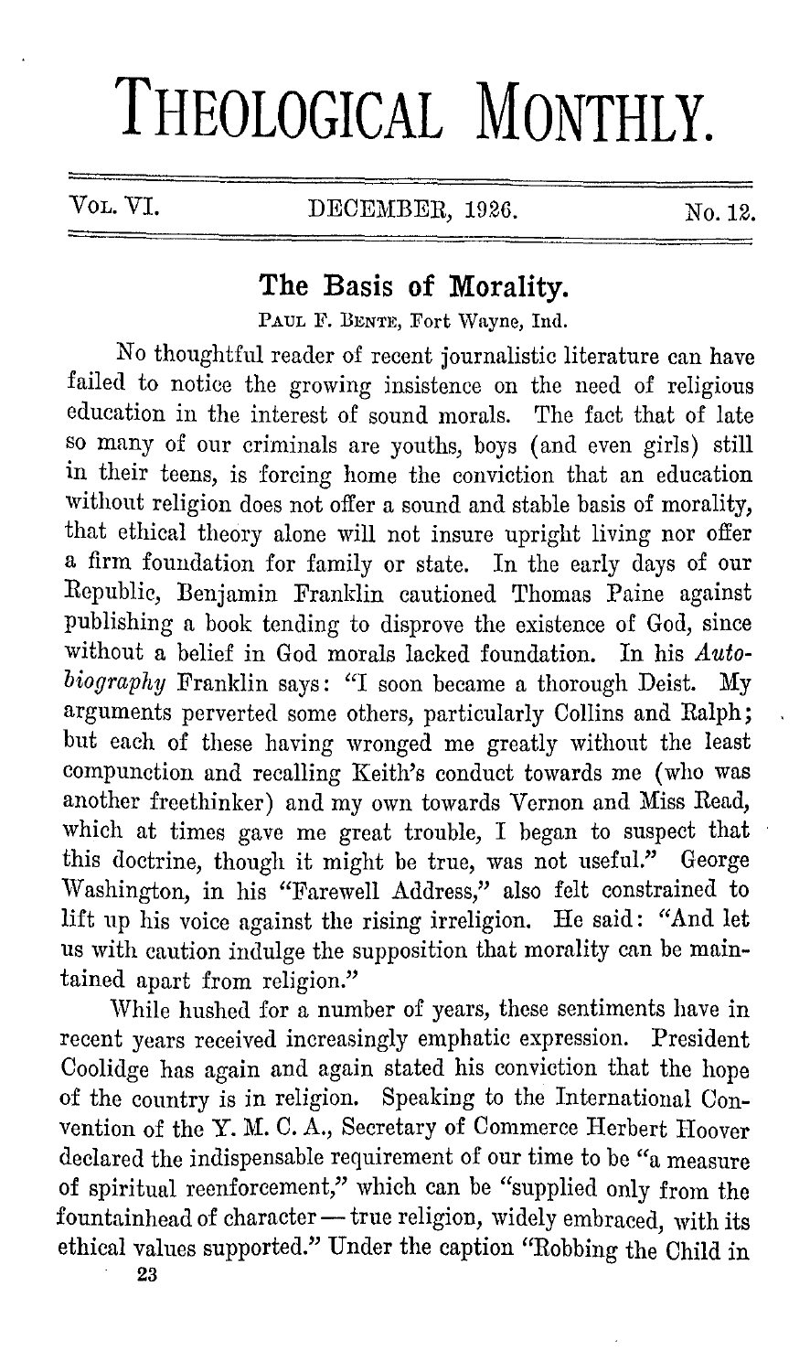# THEOLOGICAL MONTHLY.

Vol. VI. DECEMBER, 1926. No. 12.

## The Basis of Morality.

PAUL F. BENTE, Fort Wayne, Ind.

No thoughtful reader of recent journalistic literature can have failed to notice the growing insistence on the need of religious education in the interest of sound morals. The fact that of late so many of our criminals are youths, boys (and even girls) still in their teens, is forcing home the conviction that an education without religion does not offer a sound and stable basis of morality, that ethical theory alone will not insure upright living nor offer a firm foundation for family or state. In the early days of our Republic, Benjamin Franklin cautioned Thomas Paine against publishing a book tending to disprove the existence of God, since without a belief in God morals lacked foundation. In his *Autobiography* Franklin says: "I soon became a thorough Deist. My arguments perverted some others, particularly Collins and Ralph; but each of these having wronged me greatly without the least compunction and recalling Keith's conduct towards me (who was another freethinker) and my own towards Vernon and Miss Read, which at times gave me great trouble, I began to suspect that this doctrine, though it might be true, was not useful." George Washington, in his "Farewell Address," also felt constrained to lift up his voice against the rising irreligion. He said: "And let us with caution indulge the supposition that morality can be maintained apart from religion."

While hushed for a number of years, these sentiments have in recent years received increasingly emphatic expression. President Coolidge has again and again stated his conviction that the hope of the country is in religion. Speaking to the International Convention of the Y. M. C. A., Secretary of Commerce Herbert Hoover declared the indispensable requirement of our time to be "a measure of spiritual reenforcement," which can be "supplied only from the fountainhead of character — true religion, widely embraced, with its ethical values supported." Under the caption "Robbing the Child in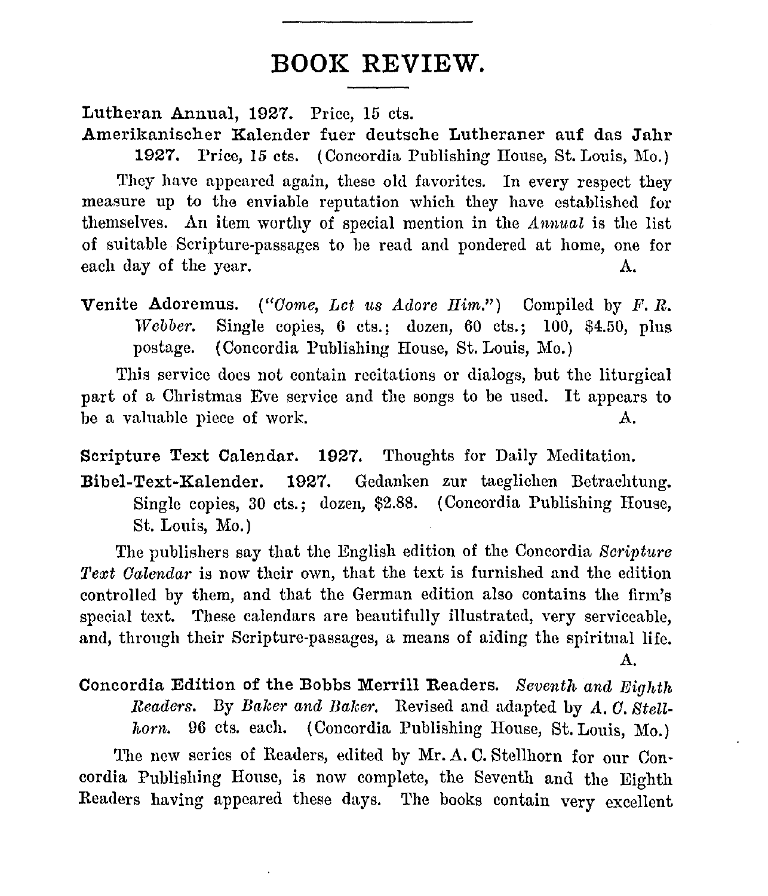# BOOK REVIEW.

**Lutheran Annual, 1927.** Price, 15 cts.

**Amerikanischer Kalender fuer deutsche Lutheraner auf das Jahr 1927.** Price, 15 cts. (Concordia Publishing House, St. Louis, Mo.)

They have appeared again, these old favorites. In every respect they measure up to the enviable reputation which they have established for themselves. An item worthy of special mention in the *Annual* is the list of suitable Scripture-passages to be read and pondered at home, one for each day of the year. A.

**Venite Adoremus.** (*"Come, Let us Adore Him."*) Compiled by *F. R. Webber.* Single copies, 6 cts.; dozen, 60 cts.; 100, $4.50, plus postage. (Concordia Publishing House, St. Louis, Mo.)

This service does not contain recitations or dialogs, but the liturgical part of a Christmas Eve service and the songs to be used. It appears to be a valuable piece of work. A.

**Scripture Text Calendar. 1927.** Thoughts for Daily Meditation.

**Bibel-Text-Kalender. 1927.** Gedanken zur taeglichen Betrachtung. Single copies, 30 cts.; dozen, $2.88. (Concordia Publishing House, St. Louis, Mo.)

The publishers say that the English edition of the Concordia *Scripture Text Calendar* is now their own, that the text is furnished and the edition controlled by them, and that the German edition also contains the firm's special text. These calendars are beautifully illustrated, very serviceable, and, through their Scripture-passages, a means of aiding the spiritual life. A.

**Concordia Edition of the Bobbs Merrill Readers.** *Seventh and Eighth Readers.* By *Baker and Baker.* Revised and adapted by *A. C. Stellhorn.* 96 cts. each. (Concordia Publishing House, St. Louis, Mo.)

The new series of Readers, edited by Mr. A. C. Stellhorn for our Concordia Publishing House, is now complete, the Seventh and the Eighth Readers having appeared these days. The books contain very excellent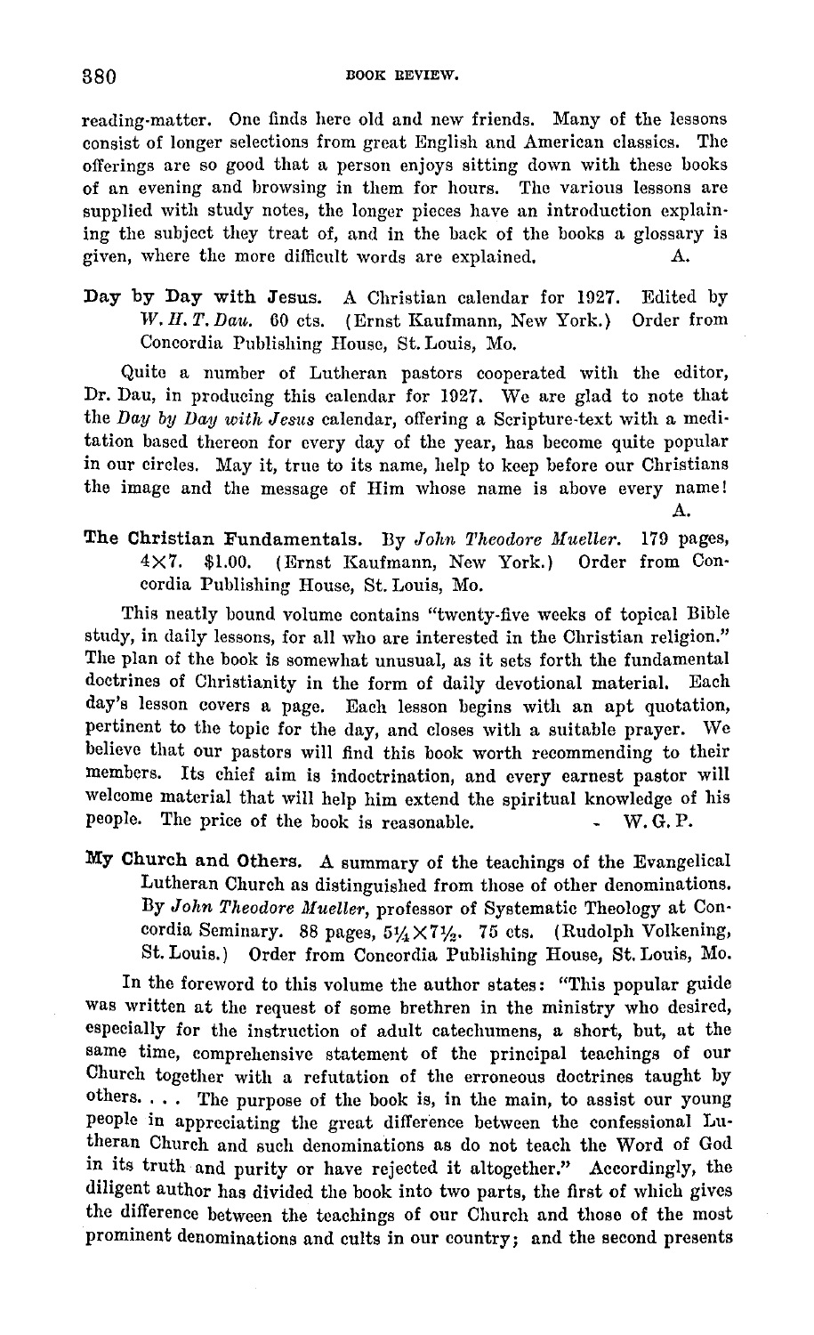reading-matter. One finds here old and new friends. Many of the lessons consist of longer selections from great English and American classics. The offerings are so good that a person enjoys sitting down with these books of an evening and browsing in them for hours. The various lessons are supplied with study notes, the longer pieces have an introduction explaining the subject they treat of, and in the back of the books a glossary is given, where the more difficult words are explained. A.

**Day by Day with Jesus.** A Christian calendar for 1927. Edited by *W. H. T. Dau.* 60 cts. (Ernst Kaufmann, New York.) Order from Concordia Publishing House, St. Louis, Mo.

Quite a number of Lutheran pastors cooperated with the editor, Dr. Dau, in producing this calendar for 1927. We are glad to note that the *Day by Day with Jesus* calendar, offering a Scripture-text with a meditation based thereon for every day of the year, has become quite popular in our circles. May it, true to its name, help to keep before our Christians the image and the message of Him whose name is above every name!

A.

**The Christian Fundamentals.** By *John Theodore Mueller.* 179 pages, 4×7. $1.00. (Ernst Kaufmann, New York.) Order from Concordia Publishing House, St. Louis, Mo.

This neatly bound volume contains "twenty-five weeks of topical Bible study, in daily lessons, for all who are interested in the Christian religion." The plan of the book is somewhat unusual, as it sets forth the fundamental doctrines of Christianity in the form of daily devotional material. Each day's lesson covers a page. Each lesson begins with an apt quotation, pertinent to the topic for the day, and closes with a suitable prayer. We believe that our pastors will find this book worth recommending to their members. Its chief aim is indoctrination, and every earnest pastor will welcome material that will help him extend the spiritual knowledge of his people. The price of the book is reasonable. W. G. P.

**My Church and Others.** A summary of the teachings of the Evangelical Lutheran Church as distinguished from those of other denominations. By *John Theodore Mueller*, professor of Systematic Theology at Concordia Seminary. 88 pages, 5¼×7½. 75 cts. (Rudolph Volkening, St. Louis.) Order from Concordia Publishing House, St. Louis, Mo.

In the foreword to this volume the author states: "This popular guide was written at the request of some brethren in the ministry who desired, especially for the instruction of adult catechumens, a short, but, at the same time, comprehensive statement of the principal teachings of our Church together with a refutation of the erroneous doctrines taught by others. . . . The purpose of the book is, in the main, to assist our young people in appreciating the great difference between the confessional Lutheran Church and such denominations as do not teach the Word of God in its truth and purity or have rejected it altogether." Accordingly, the diligent author has divided the book into two parts, the first of which gives the difference between the teachings of our Church and those of the most prominent denominations and cults in our country; and the second presents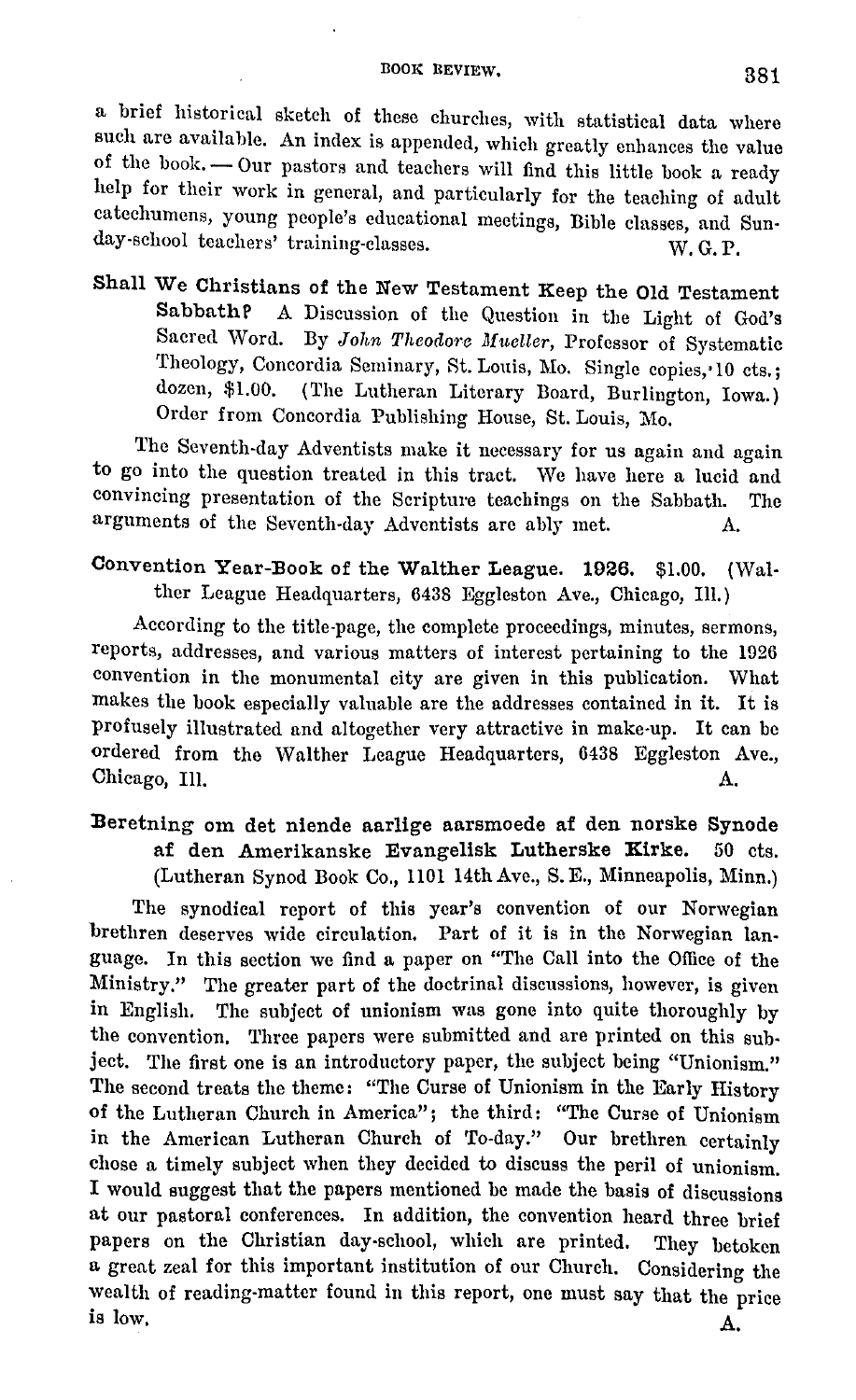a brief historical sketch of these churches, with statistical data where such are available. An index is appended, which greatly enhances the value of the book. — Our pastors and teachers will find this little book a ready help for their work in general, and particularly for the teaching of adult catechumens, young people's educational meetings, Bible classes, and Sunday-school teachers' training-classes. W. G. P.

**Shall We Christians of the New Testament Keep the Old Testament Sabbath?** A Discussion of the Question in the Light of God's Sacred Word. By *John Theodore Mueller*, Professor of Systematic Theology, Concordia Seminary, St. Louis, Mo. Single copies, 10 cts.; dozen, $1.00. (The Lutheran Literary Board, Burlington, Iowa.) Order from Concordia Publishing House, St. Louis, Mo.

The Seventh-day Adventists make it necessary for us again and again to go into the question treated in this tract. We have here a lucid and convincing presentation of the Scripture teachings on the Sabbath. The arguments of the Seventh-day Adventists are ably met. A.

**Convention Year-Book of the Walther League. 1926.** $1.00. (Walther League Headquarters, 6438 Eggleston Ave., Chicago, Ill.)

According to the title-page, the complete proceedings, minutes, sermons, reports, addresses, and various matters of interest pertaining to the 1926 convention in the monumental city are given in this publication. What makes the book especially valuable are the addresses contained in it. It is profusely illustrated and altogether very attractive in make-up. It can be ordered from the Walther League Headquarters, 6438 Eggleston Ave., Chicago, Ill. A.

**Beretning om det niende aarlige aarsmoede af den norske Synode af den Amerikanske Evangelisk Lutherske Kirke.** 50 cts. (Lutheran Synod Book Co., 1101 14th Ave., S. E., Minneapolis, Minn.)

The synodical report of this year's convention of our Norwegian brethren deserves wide circulation. Part of it is in the Norwegian language. In this section we find a paper on "The Call into the Office of the Ministry." The greater part of the doctrinal discussions, however, is given in English. The subject of unionism was gone into quite thoroughly by the convention. Three papers were submitted and are printed on this subject. The first one is an introductory paper, the subject being "Unionism." The second treats the theme: "The Curse of Unionism in the Early History of the Lutheran Church in America"; the third: "The Curse of Unionism in the American Lutheran Church of To-day." Our brethren certainly chose a timely subject when they decided to discuss the peril of unionism. I would suggest that the papers mentioned be made the basis of discussions at our pastoral conferences. In addition, the convention heard three brief papers on the Christian day-school, which are printed. They betoken a great zeal for this important institution of our Church. Considering the wealth of reading-matter found in this report, one must say that the price is low. A.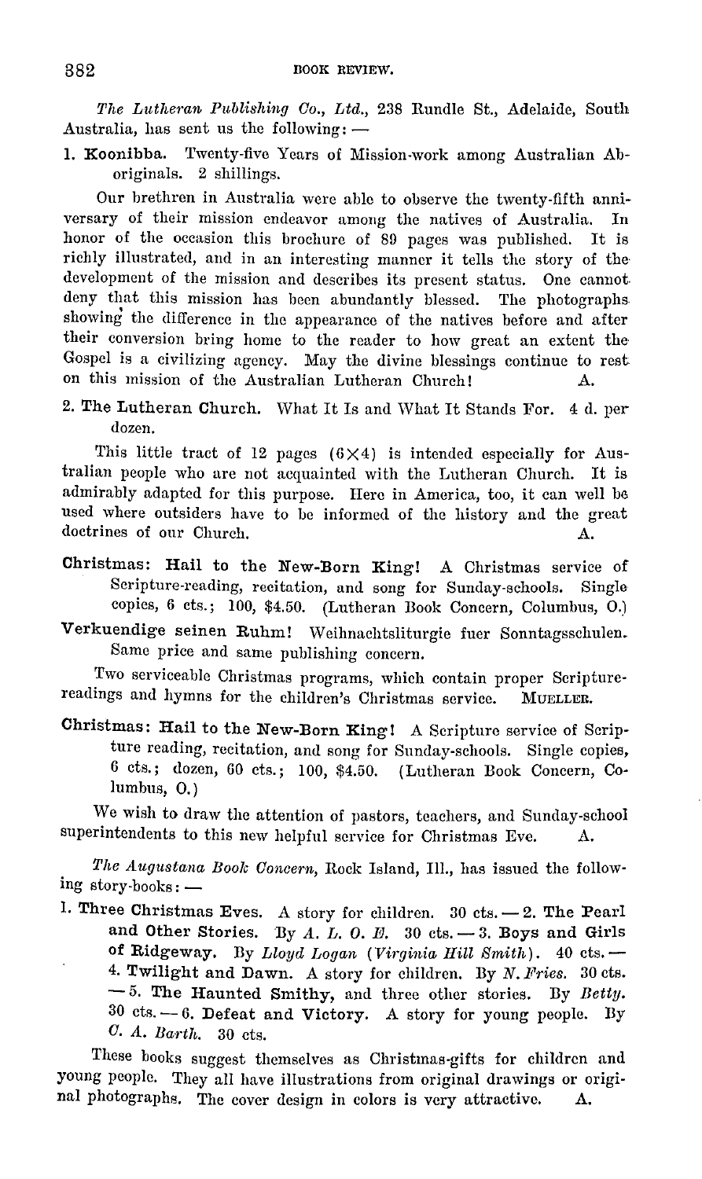*The Lutheran Publishing Co., Ltd.*, 238 Rundle St., Adelaide, South Australia, has sent us the following: —

1. **Koonibba.** Twenty-five Years of Mission-work among Australian Aboriginals. 2 shillings.

Our brethren in Australia were able to observe the twenty-fifth anniversary of their mission endeavor among the natives of Australia. In honor of the occasion this brochure of 89 pages was published. It is richly illustrated, and in an interesting manner it tells the story of the development of the mission and describes its present status. One cannot deny that this mission has been abundantly blessed. The photographs showing the difference in the appearance of the natives before and after their conversion bring home to the reader to how great an extent the Gospel is a civilizing agency. May the divine blessings continue to rest on this mission of the Australian Lutheran Church! A.

2. **The Lutheran Church.** What It Is and What It Stands For. 4 d. per dozen.

This little tract of 12 pages (6×4) is intended especially for Australian people who are not acquainted with the Lutheran Church. It is admirably adapted for this purpose. Here in America, too, it can well be used where outsiders have to be informed of the history and the great doctrines of our Church. A.

**Christmas: Hail to the New-Born King!** A Christmas service of Scripture-reading, recitation, and song for Sunday-schools. Single copies, 6 cts.; 100, $4.50. (Lutheran Book Concern, Columbus, O.)

**Verkuendige seinen Ruhm!** Weihnachtsliturgie fuer Sonntagsschulen. Same price and same publishing concern.

Two serviceable Christmas programs, which contain proper Scripture-readings and hymns for the children's Christmas service. MUELLER.

**Christmas: Hail to the New-Born King!** A Scripture service of Scripture reading, recitation, and song for Sunday-schools. Single copies, 6 cts.; dozen, 60 cts.; 100, $4.50. (Lutheran Book Concern, Columbus, O.)

We wish to draw the attention of pastors, teachers, and Sunday-school superintendents to this new helpful service for Christmas Eve. A.

*The Augustana Book Concern*, Rock Island, Ill., has issued the following story-books: —

1. **Three Christmas Eves.** A story for children. 30 cts. — 2. **The Pearl and Other Stories.** By *A. L. O. E.* 30 cts. — 3. **Boys and Girls of Ridgeway.** By *Lloyd Logan (Virginia Hill Smith)*. 40 cts. — 4. **Twilight and Dawn.** A story for children. By *N. Fries.* 30 cts. — 5. **The Haunted Smithy,** and three other stories. By *Betty.* 30 cts. — 6. **Defeat and Victory.** A story for young people. By *C. A. Barth.* 30 cts.

These books suggest themselves as Christmas-gifts for children and young people. They all have illustrations from original drawings or original photographs. The cover design in colors is very attractive. A.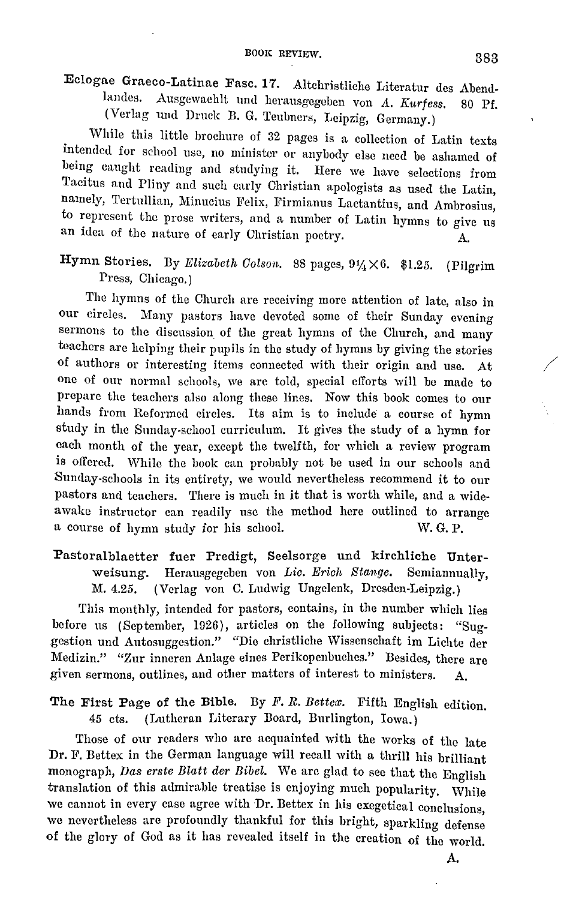**Eclogae Graeco-Latinae Fasc. 17.** Altchristliche Literatur des Abendlandes. Ausgewaehlt und herausgegeben von *A. Kurfess.* 80 Pf. (Verlag und Druck B. G. Teubners, Leipzig, Germany.)

While this little brochure of 32 pages is a collection of Latin texts intended for school use, no minister or anybody else need be ashamed of being caught reading and studying it. Here we have selections from Tacitus and Pliny and such early Christian apologists as used the Latin, namely, Tertullian, Minucius Felix, Firmianus Lactantius, and Ambrosius, to represent the prose writers, and a number of Latin hymns to give us an idea of the nature of early Christian poetry. A.

**Hymn Stories.** By *Elizabeth Colson.* 88 pages, 9¼×6. $1.25. (Pilgrim Press, Chicago.)

The hymns of the Church are receiving more attention of late, also in our circles. Many pastors have devoted some of their Sunday evening sermons to the discussion of the great hymns of the Church, and many teachers are helping their pupils in the study of hymns by giving the stories of authors or interesting items connected with their origin and use. At one of our normal schools, we are told, special efforts will be made to prepare the teachers also along these lines. Now this book comes to our hands from Reformed circles. Its aim is to include a course of hymn study in the Sunday-school curriculum. It gives the study of a hymn for each month of the year, except the twelfth, for which a review program is offered. While the book can probably not be used in our schools and Sunday-schools in its entirety, we would nevertheless recommend it to our pastors and teachers. There is much in it that is worth while, and a wide-awake instructor can readily use the method here outlined to arrange a course of hymn study for his school. W. G. P.

**Pastoralblaetter fuer Predigt, Seelsorge und kirchliche Unterweisung.** Herausgegeben von *Lic. Erich Stange.* Semiannually, M. 4.25. (Verlag von C. Ludwig Ungelenk, Dresden-Leipzig.)

This monthly, intended for pastors, contains, in the number which lies before us (September, 1926), articles on the following subjects: "Suggestion und Autosuggestion." "Die christliche Wissenschaft im Lichte der Medizin." "Zur inneren Anlage eines Perikopenbuches." Besides, there are given sermons, outlines, and other matters of interest to ministers. A.

**The First Page of the Bible.** By *F. R. Bettex.* Fifth English edition. 45 cts. (Lutheran Literary Board, Burlington, Iowa.)

Those of our readers who are acquainted with the works of the late Dr. F. Bettex in the German language will recall with a thrill his brilliant monograph, *Das erste Blatt der Bibel.* We are glad to see that the English translation of this admirable treatise is enjoying much popularity. While we cannot in every case agree with Dr. Bettex in his exegetical conclusions, we nevertheless are profoundly thankful for this bright, sparkling defense of the glory of God as it has revealed itself in the creation of the world.

A.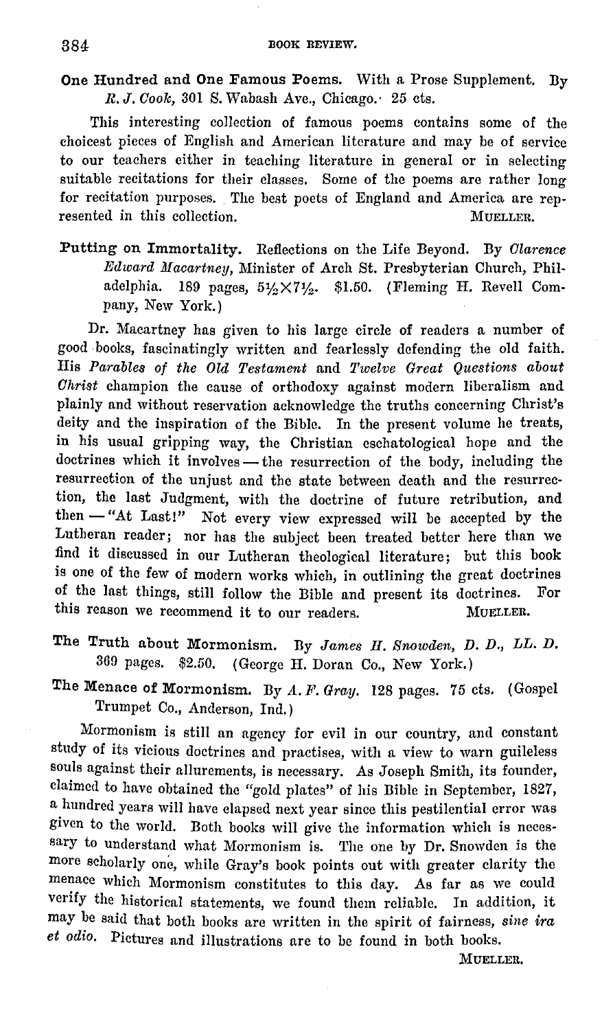**One Hundred and One Famous Poems.** With a Prose Supplement. By *R. J. Cook*, 301 S. Wabash Ave., Chicago. 25 cts.

This interesting collection of famous poems contains some of the choicest pieces of English and American literature and may be of service to our teachers either in teaching literature in general or in selecting suitable recitations for their classes. Some of the poems are rather long for recitation purposes. The best poets of England and America are represented in this collection. MUELLER.

**Putting on Immortality.** Reflections on the Life Beyond. By *Clarence Edward Macartney*, Minister of Arch St. Presbyterian Church, Philadelphia. 189 pages, 5½×7½. $1.50. (Fleming H. Revell Company, New York.)

Dr. Macartney has given to his large circle of readers a number of good books, fascinatingly written and fearlessly defending the old faith. His *Parables of the Old Testament* and *Twelve Great Questions about Christ* champion the cause of orthodoxy against modern liberalism and plainly and without reservation acknowledge the truths concerning Christ's deity and the inspiration of the Bible. In the present volume he treats, in his usual gripping way, the Christian eschatological hope and the doctrines which it involves — the resurrection of the body, including the resurrection of the unjust and the state between death and the resurrection, the last Judgment, with the doctrine of future retribution, and then — "At Last!" Not every view expressed will be accepted by the Lutheran reader; nor has the subject been treated better here than we find it discussed in our Lutheran theological literature; but this book is one of the few of modern works which, in outlining the great doctrines of the last things, still follow the Bible and present its doctrines. For this reason we recommend it to our readers. MUELLER.

**The Truth about Mormonism.** By *James H. Snowden, D. D., LL. D.* 369 pages. $2.50. (George H. Doran Co., New York.)

**The Menace of Mormonism.** By *A. F. Gray.* 128 pages. 75 cts. (Gospel Trumpet Co., Anderson, Ind.)

Mormonism is still an agency for evil in our country, and constant study of its vicious doctrines and practises, with a view to warn guileless souls against their allurements, is necessary. As Joseph Smith, its founder, claimed to have obtained the "gold plates" of his Bible in September, 1827, a hundred years will have elapsed next year since this pestilential error was given to the world. Both books will give the information which is necessary to understand what Mormonism is. The one by Dr. Snowden is the more scholarly one, while Gray's book points out with greater clarity the menace which Mormonism constitutes to this day. As far as we could verify the historical statements, we found them reliable. In addition, it may be said that both books are written in the spirit of fairness, *sine ira et odio*. Pictures and illustrations are to be found in both books.

MUELLER.